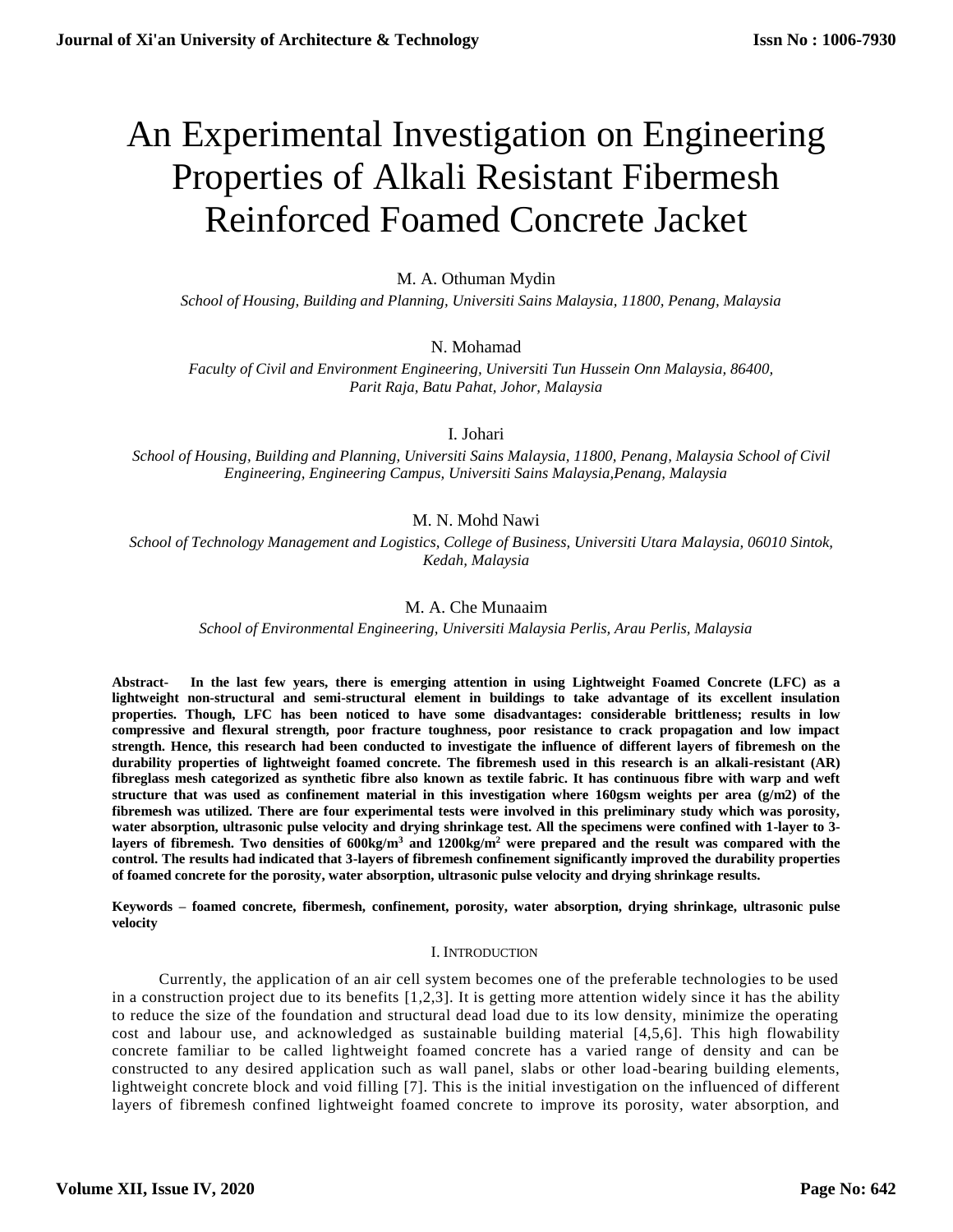# An Experimental Investigation on Engineering Properties of Alkali Resistant Fibermesh Reinforced Foamed Concrete Jacket

M. A. Othuman Mydin

*School of Housing, Building and Planning, Universiti Sains Malaysia, 11800, Penang, Malaysia*

N. Mohamad

*Faculty of Civil and Environment Engineering, Universiti Tun Hussein Onn Malaysia, 86400, Parit Raja, Batu Pahat, Johor, Malaysia*

I. Johari

*School of Housing, Building and Planning, Universiti Sains Malaysia, 11800, Penang, Malaysia School of Civil Engineering, Engineering Campus, Universiti Sains Malaysia,Penang, Malaysia*

M. N. Mohd Nawi

*School of Technology Management and Logistics, College of Business, Universiti Utara Malaysia, 06010 Sintok, Kedah, Malaysia*

M. A. Che Munaaim

*School of Environmental Engineering, Universiti Malaysia Perlis, Arau Perlis, Malaysia*

**Abstract- In the last few years, there is emerging attention in using Lightweight Foamed Concrete (LFC) as a lightweight non-structural and semi-structural element in buildings to take advantage of its excellent insulation properties. Though, LFC has been noticed to have some disadvantages: considerable brittleness; results in low compressive and flexural strength, poor fracture toughness, poor resistance to crack propagation and low impact strength. Hence, this research had been conducted to investigate the influence of different layers of fibremesh on the durability properties of lightweight foamed concrete. The fibremesh used in this research is an alkali-resistant (AR) fibreglass mesh categorized as synthetic fibre also known as textile fabric. It has continuous fibre with warp and weft structure that was used as confinement material in this investigation where 160gsm weights per area (g/m2) of the fibremesh was utilized. There are four experimental tests were involved in this preliminary study which was porosity, water absorption, ultrasonic pulse velocity and drying shrinkage test. All the specimens were confined with 1-layer to 3-layers of fibremesh. Two densities of 600kg/m$^3$ and 1200kg/m$^2$ were prepared and the result was compared with the control. The results had indicated that 3-layers of fibremesh confinement significantly improved the durability properties of foamed concrete for the porosity, water absorption, ultrasonic pulse velocity and drying shrinkage results.**

**Keywords – foamed concrete, fibermesh, confinement, porosity, water absorption, drying shrinkage, ultrasonic pulse velocity**

## I. Introduction

Currently, the application of an air cell system becomes one of the preferable technologies to be used in a construction project due to its benefits [1,2,3]. It is getting more attention widely since it has the ability to reduce the size of the foundation and structural dead load due to its low density, minimize the operating cost and labour use, and acknowledged as sustainable building material [4,5,6]. This high flowability concrete familiar to be called lightweight foamed concrete has a varied range of density and can be constructed to any desired application such as wall panel, slabs or other load-bearing building elements, lightweight concrete block and void filling [7]. This is the initial investigation on the influenced of different layers of fibremesh confined lightweight foamed concrete to improve its porosity, water absorption, and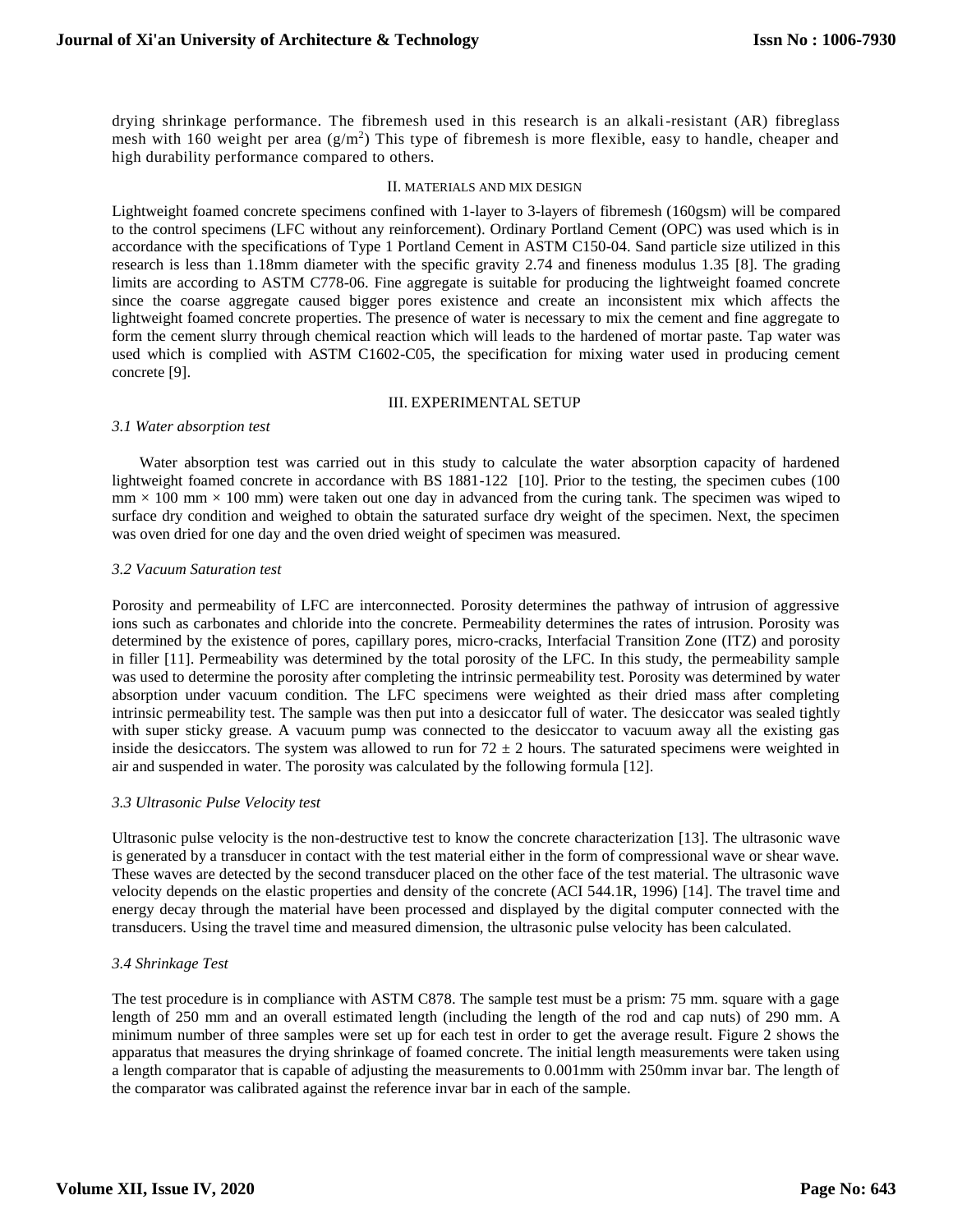drying shrinkage performance. The fibremesh used in this research is an alkali-resistant (AR) fibreglass mesh with 160 weight per area ($g/m^2$) This type of fibremesh is more flexible, easy to handle, cheaper and high durability performance compared to others.

## II. MATERIALS AND MIX DESIGN

Lightweight foamed concrete specimens confined with 1-layer to 3-layers of fibremesh (160gsm) will be compared to the control specimens (LFC without any reinforcement). Ordinary Portland Cement (OPC) was used which is in accordance with the specifications of Type 1 Portland Cement in ASTM C150-04. Sand particle size utilized in this research is less than 1.18mm diameter with the specific gravity 2.74 and fineness modulus 1.35 [8]. The grading limits are according to ASTM C778-06. Fine aggregate is suitable for producing the lightweight foamed concrete since the coarse aggregate caused bigger pores existence and create an inconsistent mix which affects the lightweight foamed concrete properties. The presence of water is necessary to mix the cement and fine aggregate to form the cement slurry through chemical reaction which will leads to the hardened of mortar paste. Tap water was used which is complied with ASTM C1602-C05, the specification for mixing water used in producing cement concrete [9].

## III. EXPERIMENTAL SETUP

### *3.1 Water absorption test*

Water absorption test was carried out in this study to calculate the water absorption capacity of hardened lightweight foamed concrete in accordance with BS 1881-122 [10]. Prior to the testing, the specimen cubes (100 mm × 100 mm × 100 mm) were taken out one day in advanced from the curing tank. The specimen was wiped to surface dry condition and weighed to obtain the saturated surface dry weight of the specimen. Next, the specimen was oven dried for one day and the oven dried weight of specimen was measured.

### *3.2 Vacuum Saturation test*

Porosity and permeability of LFC are interconnected. Porosity determines the pathway of intrusion of aggressive ions such as carbonates and chloride into the concrete. Permeability determines the rates of intrusion. Porosity was determined by the existence of pores, capillary pores, micro-cracks, Interfacial Transition Zone (ITZ) and porosity in filler [11]. Permeability was determined by the total porosity of the LFC. In this study, the permeability sample was used to determine the porosity after completing the intrinsic permeability test. Porosity was determined by water absorption under vacuum condition. The LFC specimens were weighted as their dried mass after completing intrinsic permeability test. The sample was then put into a desiccator full of water. The desiccator was sealed tightly with super sticky grease. A vacuum pump was connected to the desiccator to vacuum away all the existing gas inside the desiccators. The system was allowed to run for $72 \pm 2$ hours. The saturated specimens were weighted in air and suspended in water. The porosity was calculated by the following formula [12].

### *3.3 Ultrasonic Pulse Velocity test*

Ultrasonic pulse velocity is the non-destructive test to know the concrete characterization [13]. The ultrasonic wave is generated by a transducer in contact with the test material either in the form of compressional wave or shear wave. These waves are detected by the second transducer placed on the other face of the test material. The ultrasonic wave velocity depends on the elastic properties and density of the concrete (ACI 544.1R, 1996) [14]. The travel time and energy decay through the material have been processed and displayed by the digital computer connected with the transducers. Using the travel time and measured dimension, the ultrasonic pulse velocity has been calculated.

### *3.4 Shrinkage Test*

The test procedure is in compliance with ASTM C878. The sample test must be a prism: 75 mm. square with a gage length of 250 mm and an overall estimated length (including the length of the rod and cap nuts) of 290 mm. A minimum number of three samples were set up for each test in order to get the average result. Figure 2 shows the apparatus that measures the drying shrinkage of foamed concrete. The initial length measurements were taken using a length comparator that is capable of adjusting the measurements to 0.001mm with 250mm invar bar. The length of the comparator was calibrated against the reference invar bar in each of the sample.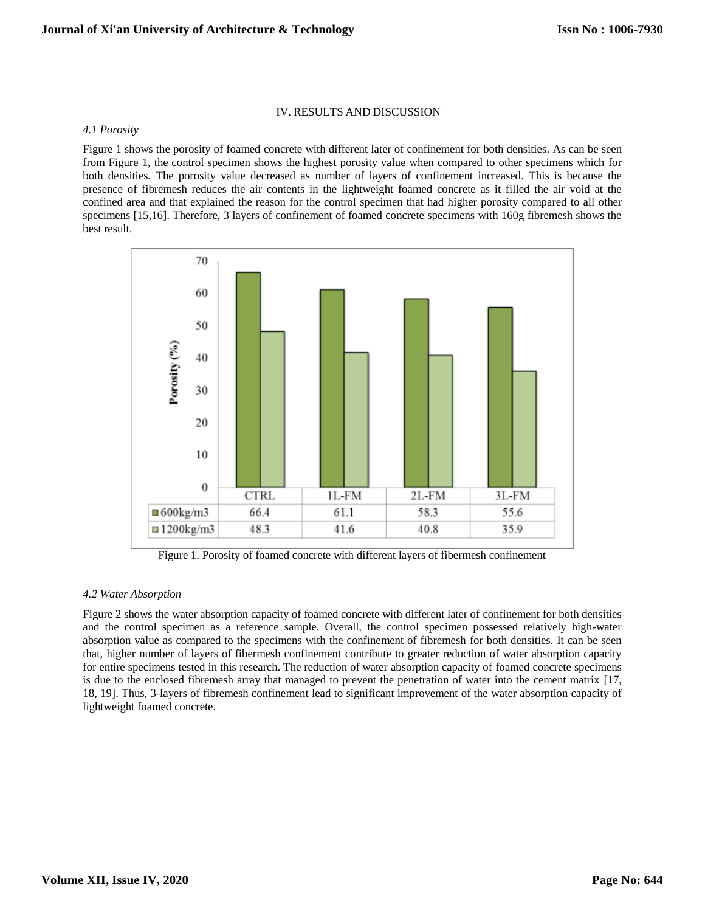## IV. RESULTS AND DISCUSSION

### *4.1 Porosity*

Figure 1 shows the porosity of foamed concrete with different later of confinement for both densities. As can be seen from Figure 1, the control specimen shows the highest porosity value when compared to other specimens which for both densities. The porosity value decreased as number of layers of confinement increased. This is because the presence of fibremesh reduces the air contents in the lightweight foamed concrete as it filled the air void at the confined area and that explained the reason for the control specimen that had higher porosity compared to all other specimens [15,16]. Therefore, 3 layers of confinement of foamed concrete specimens with 160g fibremesh shows the best result.

| Porosity (%) | CTRL | 1L-FM | 2L-FM | 3L-FM |
|---|---|---|---|---|
| 600kg/m3 | 66.4 | 61.1 | 58.3 | 55.6 |
| 1200kg/m3 | 48.3 | 41.6 | 40.8 | 35.9 |

Figure 1. Porosity of foamed concrete with different layers of fibermesh confinement

### *4.2 Water Absorption*

Figure 2 shows the water absorption capacity of foamed concrete with different later of confinement for both densities and the control specimen as a reference sample. Overall, the control specimen possessed relatively high-water absorption value as compared to the specimens with the confinement of fibremesh for both densities. It can be seen that, higher number of layers of fibermesh confinement contribute to greater reduction of water absorption capacity for entire specimens tested in this research. The reduction of water absorption capacity of foamed concrete specimens is due to the enclosed fibremesh array that managed to prevent the penetration of water into the cement matrix [17, 18, 19]. Thus, 3-layers of fibremesh confinement lead to significant improvement of the water absorption capacity of lightweight foamed concrete.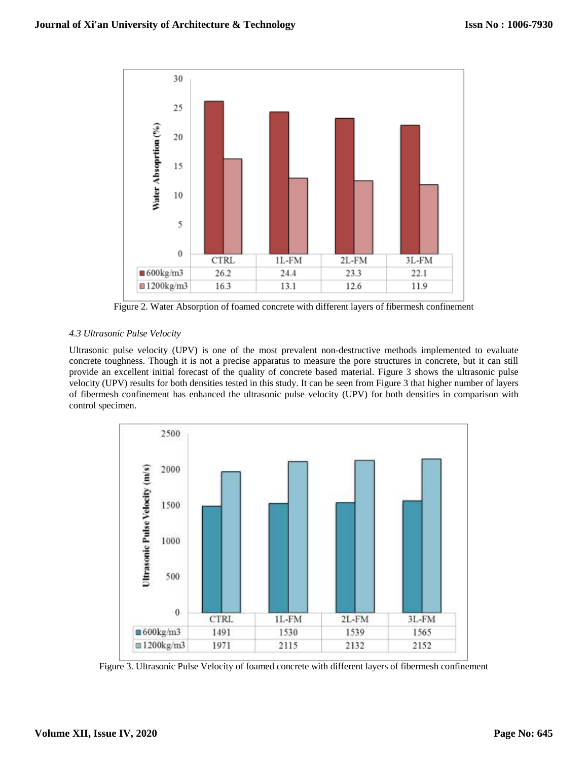| | CTRL | 1L-FM | 2L-FM | 3L-FM |
|---|---|---|---|---|
| 600kg/m3 | 26.2 | 24.4 | 23.3 | 22.1 |
| 1200kg/m3 | 16.3 | 13.1 | 12.6 | 11.9 |

Figure 2. Water Absorption of foamed concrete with different layers of fibermesh confinement

### *4.3 Ultrasonic Pulse Velocity*

Ultrasonic pulse velocity (UPV) is one of the most prevalent non-destructive methods implemented to evaluate concrete toughness. Though it is not a precise apparatus to measure the pore structures in concrete, but it can still provide an excellent initial forecast of the quality of concrete based material. Figure 3 shows the ultrasonic pulse velocity (UPV) results for both densities tested in this study. It can be seen from Figure 3 that higher number of layers of fibermesh confinement has enhanced the ultrasonic pulse velocity (UPV) for both densities in comparison with control specimen.

| | CTRL | 1L-FM | 2L-FM | 3L-FM |
|---|---|---|---|---|
| 600kg/m3 | 1491 | 1530 | 1539 | 1565 |
| 1200kg/m3 | 1971 | 2115 | 2132 | 2152 |

Figure 3. Ultrasonic Pulse Velocity of foamed concrete with different layers of fibermesh confinement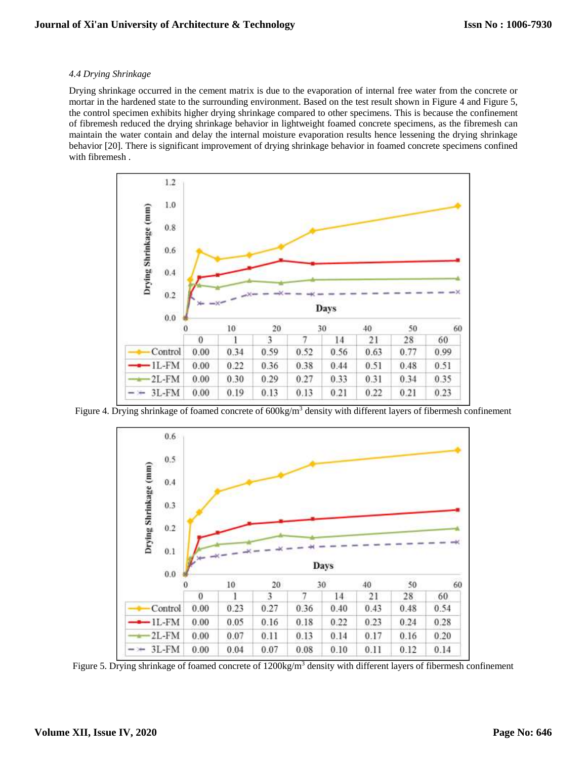#### *4.4 Drying Shrinkage*

Drying shrinkage occurred in the cement matrix is due to the evaporation of internal free water from the concrete or mortar in the hardened state to the surrounding environment. Based on the test result shown in Figure 4 and Figure 5, the control specimen exhibits higher drying shrinkage compared to other specimens. This is because the confinement of fibremesh reduced the drying shrinkage behavior in lightweight foamed concrete specimens, as the fibremesh can maintain the water contain and delay the internal moisture evaporation results hence lessening the drying shrinkage behavior [20]. There is significant improvement of drying shrinkage behavior in foamed concrete specimens confined with fibremesh .

| | 0 | 1 | 3 | 7 | 14 | 21 | 28 | 60 |
|---|---|---|---|---|---|---|---|---|
| Control | 0.00 | 0.34 | 0.59 | 0.52 | 0.56 | 0.63 | 0.77 | 0.99 |
| 1L-FM | 0.00 | 0.22 | 0.36 | 0.38 | 0.44 | 0.51 | 0.48 | 0.51 |
| 2L-FM | 0.00 | 0.30 | 0.29 | 0.27 | 0.33 | 0.31 | 0.34 | 0.35 |
| 3L-FM | 0.00 | 0.19 | 0.13 | 0.13 | 0.21 | 0.22 | 0.21 | 0.23 |

Figure 4. Drying shrinkage of foamed concrete of 600kg/m$^3$ density with different layers of fibermesh confinement

| | 0 | 1 | 3 | 7 | 14 | 21 | 28 | 60 |
|---|---|---|---|---|---|---|---|---|
| Control | 0.00 | 0.23 | 0.27 | 0.36 | 0.40 | 0.43 | 0.48 | 0.54 |
| 1L-FM | 0.00 | 0.05 | 0.16 | 0.18 | 0.22 | 0.23 | 0.24 | 0.28 |
| 2L-FM | 0.00 | 0.07 | 0.11 | 0.13 | 0.14 | 0.17 | 0.16 | 0.20 |
| 3L-FM | 0.00 | 0.04 | 0.07 | 0.08 | 0.10 | 0.11 | 0.12 | 0.14 |

Figure 5. Drying shrinkage of foamed concrete of 1200kg/m$^3$ density with different layers of fibermesh confinement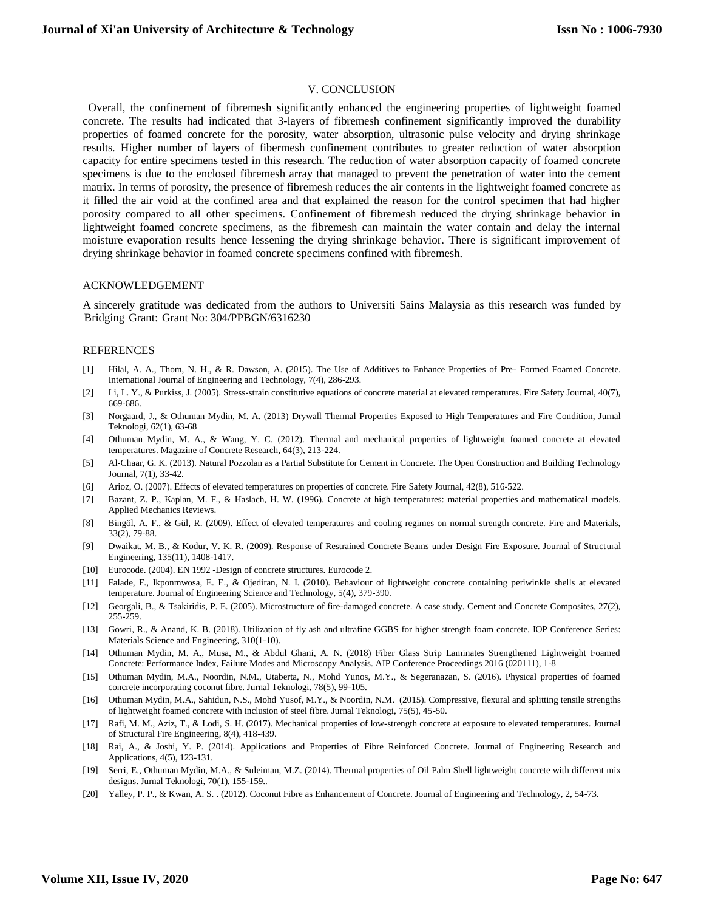## V. CONCLUSION

Overall, the confinement of fibremesh significantly enhanced the engineering properties of lightweight foamed concrete. The results had indicated that 3-layers of fibremesh confinement significantly improved the durability properties of foamed concrete for the porosity, water absorption, ultrasonic pulse velocity and drying shrinkage results. Higher number of layers of fibermesh confinement contributes to greater reduction of water absorption capacity for entire specimens tested in this research. The reduction of water absorption capacity of foamed concrete specimens is due to the enclosed fibremesh array that managed to prevent the penetration of water into the cement matrix. In terms of porosity, the presence of fibremesh reduces the air contents in the lightweight foamed concrete as it filled the air void at the confined area and that explained the reason for the control specimen that had higher porosity compared to all other specimens. Confinement of fibremesh reduced the drying shrinkage behavior in lightweight foamed concrete specimens, as the fibremesh can maintain the water contain and delay the internal moisture evaporation results hence lessening the drying shrinkage behavior. There is significant improvement of drying shrinkage behavior in foamed concrete specimens confined with fibremesh.

## ACKNOWLEDGEMENT

A sincerely gratitude was dedicated from the authors to Universiti Sains Malaysia as this research was funded by Bridging Grant: Grant No: 304/PPBGN/6316230

## REFERENCES

[1] Hilal, A. A., Thom, N. H., & R. Dawson, A. (2015). The Use of Additives to Enhance Properties of Pre- Formed Foamed Concrete. International Journal of Engineering and Technology, 7(4), 286-293.

[2] Li, L. Y., & Purkiss, J. (2005). Stress-strain constitutive equations of concrete material at elevated temperatures. Fire Safety Journal, 40(7), 669-686.

[3] Norgaard, J., & Othuman Mydin, M. A. (2013) Drywall Thermal Properties Exposed to High Temperatures and Fire Condition, Jurnal Teknologi, 62(1), 63-68

[4] Othuman Mydin, M. A., & Wang, Y. C. (2012). Thermal and mechanical properties of lightweight foamed concrete at elevated temperatures. Magazine of Concrete Research, 64(3), 213-224.

[5] Al-Chaar, G. K. (2013). Natural Pozzolan as a Partial Substitute for Cement in Concrete. The Open Construction and Building Technology Journal, 7(1), 33-42.

[6] Arioz, O. (2007). Effects of elevated temperatures on properties of concrete. Fire Safety Journal, 42(8), 516-522.

[7] Bazant, Z. P., Kaplan, M. F., & Haslach, H. W. (1996). Concrete at high temperatures: material properties and mathematical models. Applied Mechanics Reviews.

[8] Bingöl, A. F., & Gül, R. (2009). Effect of elevated temperatures and cooling regimes on normal strength concrete. Fire and Materials, 33(2), 79-88.

[9] Dwaikat, M. B., & Kodur, V. K. R. (2009). Response of Restrained Concrete Beams under Design Fire Exposure. Journal of Structural Engineering, 135(11), 1408-1417.

[10] Eurocode. (2004). EN 1992 -Design of concrete structures. Eurocode 2.

[11] Falade, F., Ikponmwosa, E. E., & Ojediran, N. I. (2010). Behaviour of lightweight concrete containing periwinkle shells at elevated temperature. Journal of Engineering Science and Technology, 5(4), 379-390.

[12] Georgali, B., & Tsakiridis, P. E. (2005). Microstructure of fire-damaged concrete. A case study. Cement and Concrete Composites, 27(2), 255-259.

[13] Gowri, R., & Anand, K. B. (2018). Utilization of fly ash and ultrafine GGBS for higher strength foam concrete. IOP Conference Series: Materials Science and Engineering, 310(1-10).

[14] Othuman Mydin, M. A., Musa, M., & Abdul Ghani, A. N. (2018) Fiber Glass Strip Laminates Strengthened Lightweight Foamed Concrete: Performance Index, Failure Modes and Microscopy Analysis. AIP Conference Proceedings 2016 (020111), 1-8

[15] Othuman Mydin, M.A., Noordin, N.M., Utaberta, N., Mohd Yunos, M.Y., & Segeranazan, S. (2016). Physical properties of foamed concrete incorporating coconut fibre. Jurnal Teknologi, 78(5), 99-105.

[16] Othuman Mydin, M.A., Sahidun, N.S., Mohd Yusof, M.Y., & Noordin, N.M. (2015). Compressive, flexural and splitting tensile strengths of lightweight foamed concrete with inclusion of steel fibre. Jurnal Teknologi, 75(5), 45-50.

[17] Rafi, M. M., Aziz, T., & Lodi, S. H. (2017). Mechanical properties of low-strength concrete at exposure to elevated temperatures. Journal of Structural Fire Engineering, 8(4), 418-439.

[18] Rai, A., & Joshi, Y. P. (2014). Applications and Properties of Fibre Reinforced Concrete. Journal of Engineering Research and Applications, 4(5), 123-131.

[19] Serri, E., Othuman Mydin, M.A., & Suleiman, M.Z. (2014). Thermal properties of Oil Palm Shell lightweight concrete with different mix designs. Jurnal Teknologi, 70(1), 155-159..

[20] Yalley, P. P., & Kwan, A. S. . (2012). Coconut Fibre as Enhancement of Concrete. Journal of Engineering and Technology, 2, 54-73.